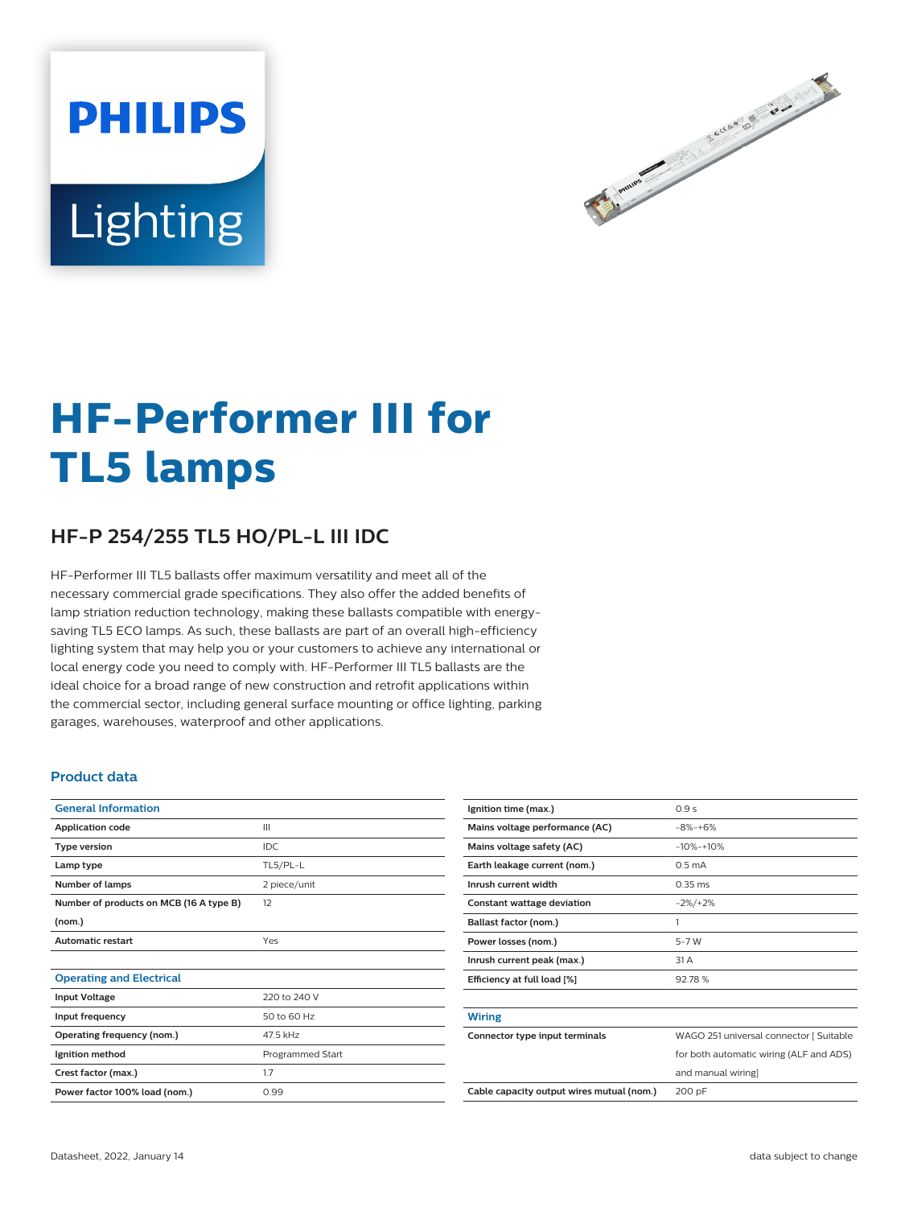# HF-Performer III for TL5 lamps

## HF-P 254/255 TL5 HO/PL-L III IDC

HF-Performer III TL5 ballasts offer maximum versatility and meet all of the necessary commercial grade specifications. They also offer the added benefits of lamp striation reduction technology, making these ballasts compatible with energy-saving TL5 ECO lamps. As such, these ballasts are part of an overall high-efficiency lighting system that may help you or your customers to achieve any international or local energy code you need to comply with. HF-Performer III TL5 ballasts are the ideal choice for a broad range of new construction and retrofit applications within the commercial sector, including general surface mounting or office lighting, parking garages, warehouses, waterproof and other applications.

### Product data

| General Information | |
|---|---|
| Application code | III |
| Type version | IDC |
| Lamp type | TL5/PL-L |
| Number of lamps | 2 piece/unit |
| Number of products on MCB (16 A type B) (nom.) | 12 |
| Automatic restart | Yes |

| Operating and Electrical | |
|---|---|
| Input Voltage | 220 to 240 V |
| Input frequency | 50 to 60 Hz |
| Operating frequency (nom.) | 47.5 kHz |
| Ignition method | Programmed Start |
| Crest factor (max.) | 1.7 |
| Power factor 100% load (nom.) | 0.99 |
| Ignition time (max.) | 0.9 s |
| Mains voltage performance (AC) | -8%-+6% |
| Mains voltage safety (AC) | -10%-+10% |
| Earth leakage current (nom.) | 0.5 mA |
| Inrush current width | 0.35 ms |
| Constant wattage deviation | -2%/+2% |
| Ballast factor (nom.) | 1 |
| Power losses (nom.) | 5-7 W |
| Inrush current peak (max.) | 31 A |
| Efficiency at full load [%] | 92.78 % |

| Wiring | |
|---|---|
| Connector type input terminals | WAGO 251 universal connector [ Suitable for both automatic wiring (ALF and ADS) and manual wiring] |
| Cable capacity output wires mutual (nom.) | 200 pF |

Datasheet, 2022, January 14

data subject to change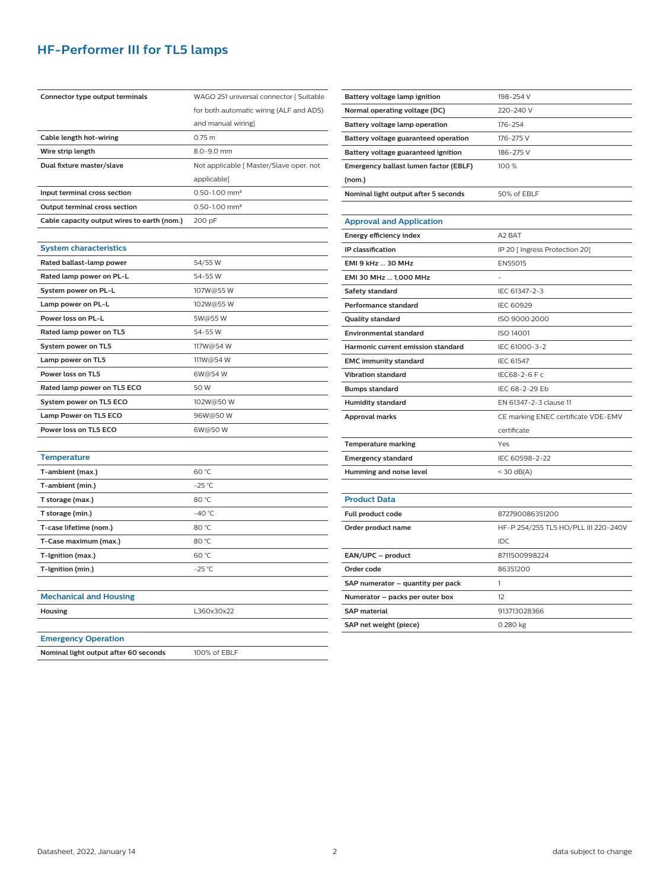## HF-Performer III for TL5 lamps

| | |
|---|---|
| **Connector type output terminals** | WAGO 251 universal connector [ Suitable for both automatic wiring (ALF and ADS) and manual wiring] |
| **Cable length hot-wiring** | 0.75 m |
| **Wire strip length** | 8.0-9.0 mm |
| **Dual fixture master/slave** | Not applicable [ Master/Slave oper. not applicable] |
| **Input terminal cross section** | 0.50-1.00 mm² |
| **Output terminal cross section** | 0.50-1.00 mm² |
| **Cable capacity output wires to earth (nom.)** | 200 pF |

### System characteristics

| | |
|---|---|
| **Rated ballast-lamp power** | 54/55 W |
| **Rated lamp power on PL-L** | 54-55 W |
| **System power on PL-L** | 107W@55 W |
| **Lamp power on PL-L** | 102W@55 W |
| **Power loss on PL-L** | 5W@55 W |
| **Rated lamp power on TL5** | 54-55 W |
| **System power on TL5** | 117W@54 W |
| **Lamp power on TL5** | 111W@54 W |
| **Power loss on TL5** | 6W@54 W |
| **Rated lamp power on TL5 ECO** | 50 W |
| **System power on TL5 ECO** | 102W@50 W |
| **Lamp Power on TL5 ECO** | 96W@50 W |
| **Power loss on TL5 ECO** | 6W@50 W |

### Temperature

| | |
|---|---|
| **T-ambient (max.)** | 60 °C |
| **T-ambient (min.)** | -25 °C |
| **T storage (max.)** | 80 °C |
| **T storage (min.)** | -40 °C |
| **T-case lifetime (nom.)** | 80 °C |
| **T-Case maximum (max.)** | 80 °C |
| **T-Ignition (max.)** | 60 °C |
| **T-Ignition (min.)** | -25 °C |

### Mechanical and Housing

| | |
|---|---|
| **Housing** | L360x30x22 |

### Emergency Operation

| | |
|---|---|
| **Nominal light output after 60 seconds** | 100% of EBLF |
| **Battery voltage lamp ignition** | 198-254 V |
| **Normal operating voltage (DC)** | 220-240 V |
| **Battery voltage lamp operation** | 176-254 |
| **Battery voltage guaranteed operation** | 176-275 V |
| **Battery voltage guaranteed ignition** | 186-275 V |
| **Emergency ballast lumen factor (EBLF) (nom.)** | 100 % |
| **Nominal light output after 5 seconds** | 50% of EBLF |

### Approval and Application

| | |
|---|---|
| **Energy efficiency index** | A2 BAT |
| **IP classification** | IP 20 [ Ingress Protection 20] |
| **EMI 9 kHz ... 30 MHz** | EN55015 |
| **EMI 30 MHz ... 1,000 MHz** | - |
| **Safety standard** | IEC 61347-2-3 |
| **Performance standard** | IEC 60929 |
| **Quality standard** | ISO 9000:2000 |
| **Environmental standard** | ISO 14001 |
| **Harmonic current emission standard** | IEC 61000-3-2 |
| **EMC immunity standard** | IEC 61547 |
| **Vibration standard** | IEC68-2-6 F c |
| **Bumps standard** | IEC 68-2-29 Eb |
| **Humidity standard** | EN 61347-2-3 clause 11 |
| **Approval marks** | CE marking ENEC certificate VDE-EMV certificate |
| **Temperature marking** | Yes |
| **Emergency standard** | IEC 60598-2-22 |
| **Humming and noise level** | < 30 dB(A) |

### Product Data

| | |
|---|---|
| **Full product code** | 872790086351200 |
| **Order product name** | HF-P 254/255 TL5 HO/PLL III 220-240V IDC |
| **EAN/UPC – product** | 8711500998224 |
| **Order code** | 86351200 |
| **SAP numerator – quantity per pack** | 1 |
| **Numerator – packs per outer box** | 12 |
| **SAP material** | 913713028366 |
| **SAP net weight (piece)** | 0.280 kg |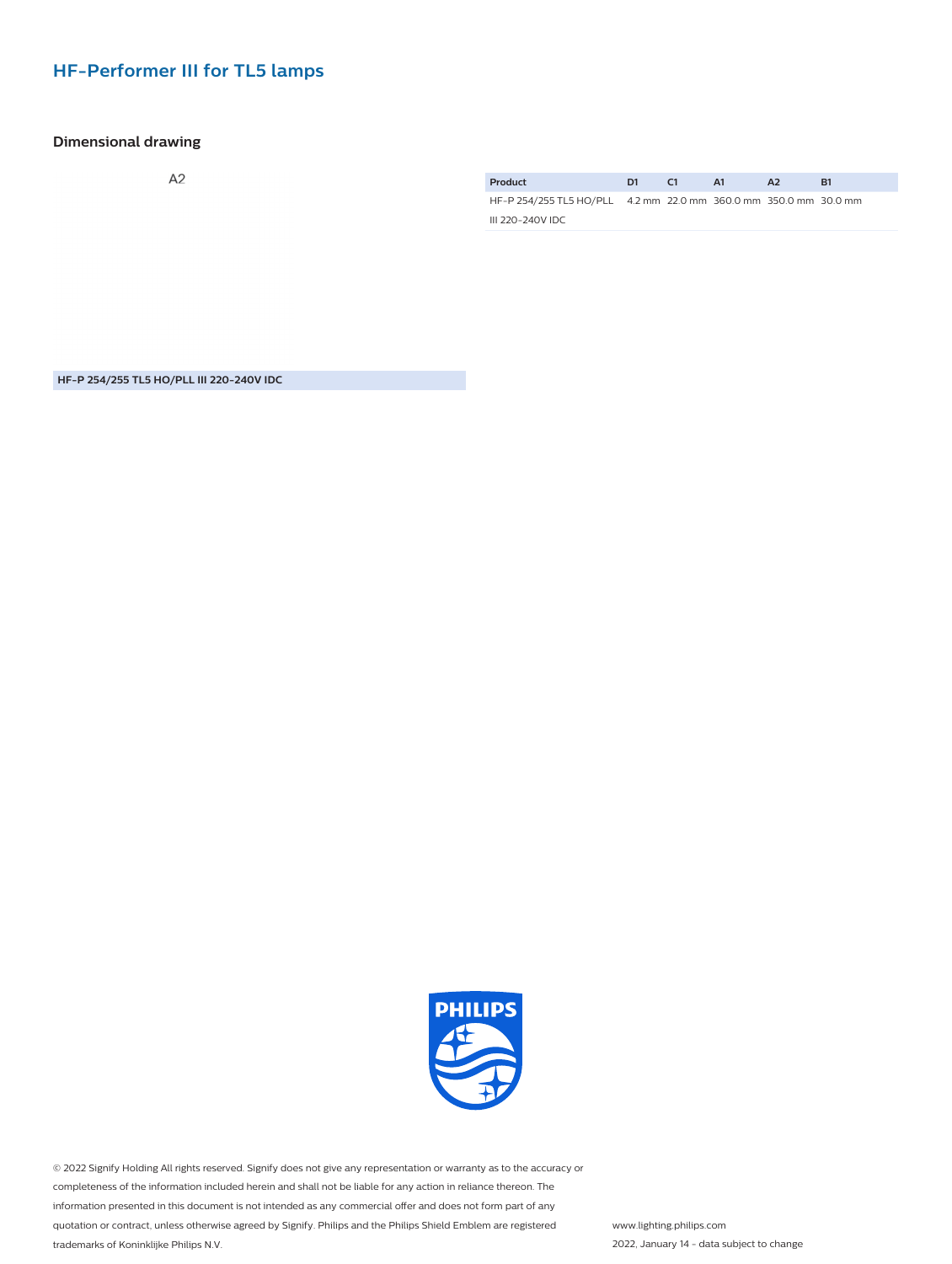## HF-Performer III for TL5 lamps

### Dimensional drawing

A2

| Product | D1 | C1 | A1 | A2 | B1 |
| --- | --- | --- | --- | --- | --- |
| HF-P 254/255 TL5 HO/PLL III 220-240V IDC | 4.2 mm | 22.0 mm | 360.0 mm | 350.0 mm | 30.0 mm |

**HF-P 254/255 TL5 HO/PLL III 220-240V IDC**

© 2022 Signify Holding All rights reserved. Signify does not give any representation or warranty as to the accuracy or completeness of the information included herein and shall not be liable for any action in reliance thereon. The information presented in this document is not intended as any commercial offer and does not form part of any quotation or contract, unless otherwise agreed by Signify. Philips and the Philips Shield Emblem are registered trademarks of Koninklijke Philips N.V.

www.lighting.philips.com

2022, January 14 - data subject to change